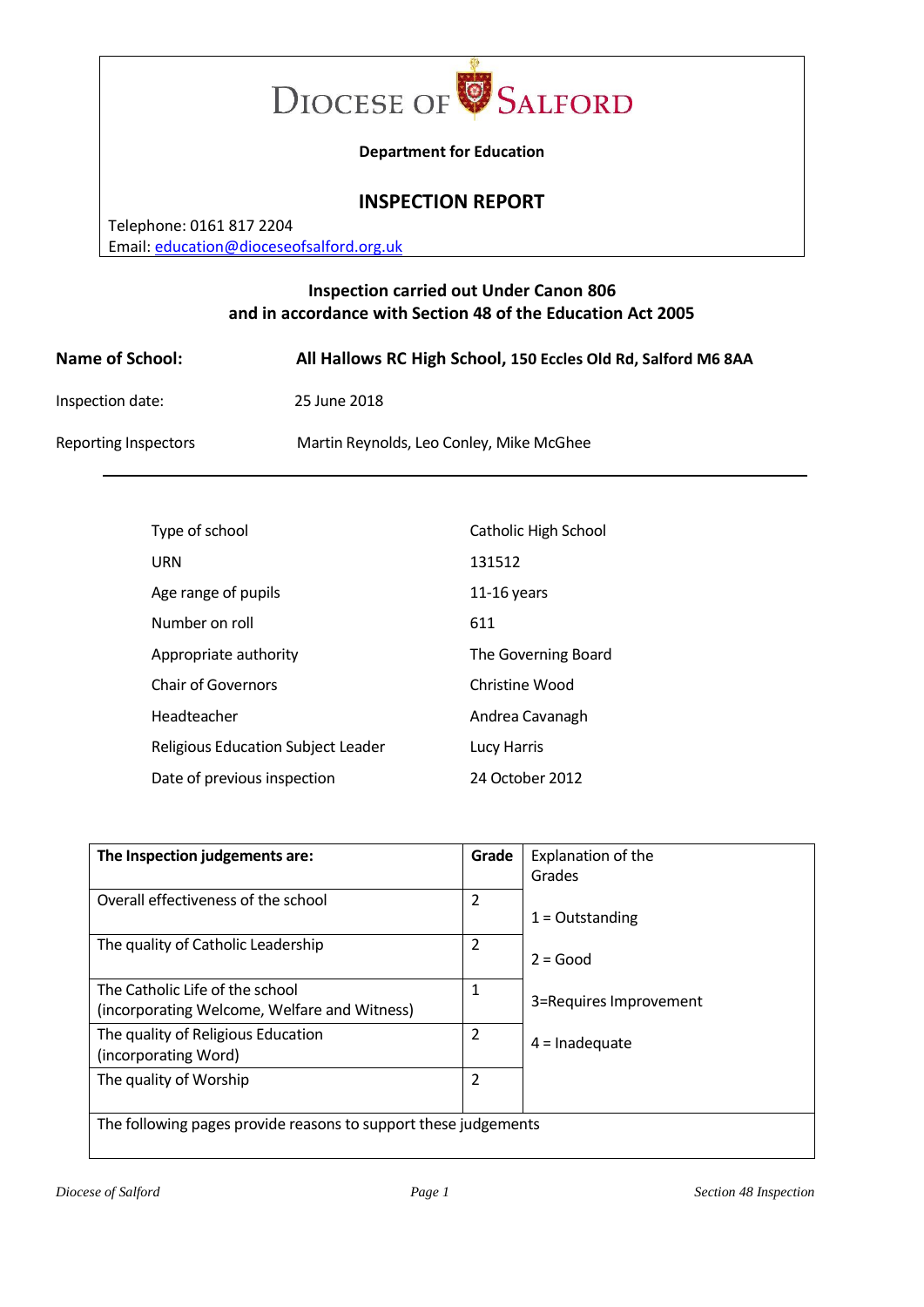# DIOCESE OF SALFORD

**Department for Education**

## INSPECTION REPORT

Telephone: 0161 817 2204
Email: education@dioceseofsalford.org.uk

**Inspection carried out Under Canon 806**
**and in accordance with Section 48 of the Education Act 2005**

**Name of School:** **All Hallows RC High School, 150 Eccles Old Rd, Salford M6 8AA**

Inspection date: 25 June 2018

Reporting Inspectors: Martin Reynolds, Leo Conley, Mike McGhee

| | |
|---|---|
| Type of school | Catholic High School |
| URN | 131512 |
| Age range of pupils | 11-16 years |
| Number on roll | 611 |
| Appropriate authority | The Governing Board |
| Chair of Governors | Christine Wood |
| Headteacher | Andrea Cavanagh |
| Religious Education Subject Leader | Lucy Harris |
| Date of previous inspection | 24 October 2012 |

| **The Inspection judgements are:** | **Grade** | Explanation of the Grades |
|---|---|---|
| Overall effectiveness of the school | 2 | 1 = Outstanding |
| The quality of Catholic Leadership | 2 | 2 = Good |
| The Catholic Life of the school (incorporating Welcome, Welfare and Witness) | 1 | 3=Requires Improvement |
| The quality of Religious Education (incorporating Word) | 2 | 4 = Inadequate |
| The quality of Worship | 2 | |
| The following pages provide reasons to support these judgements | | |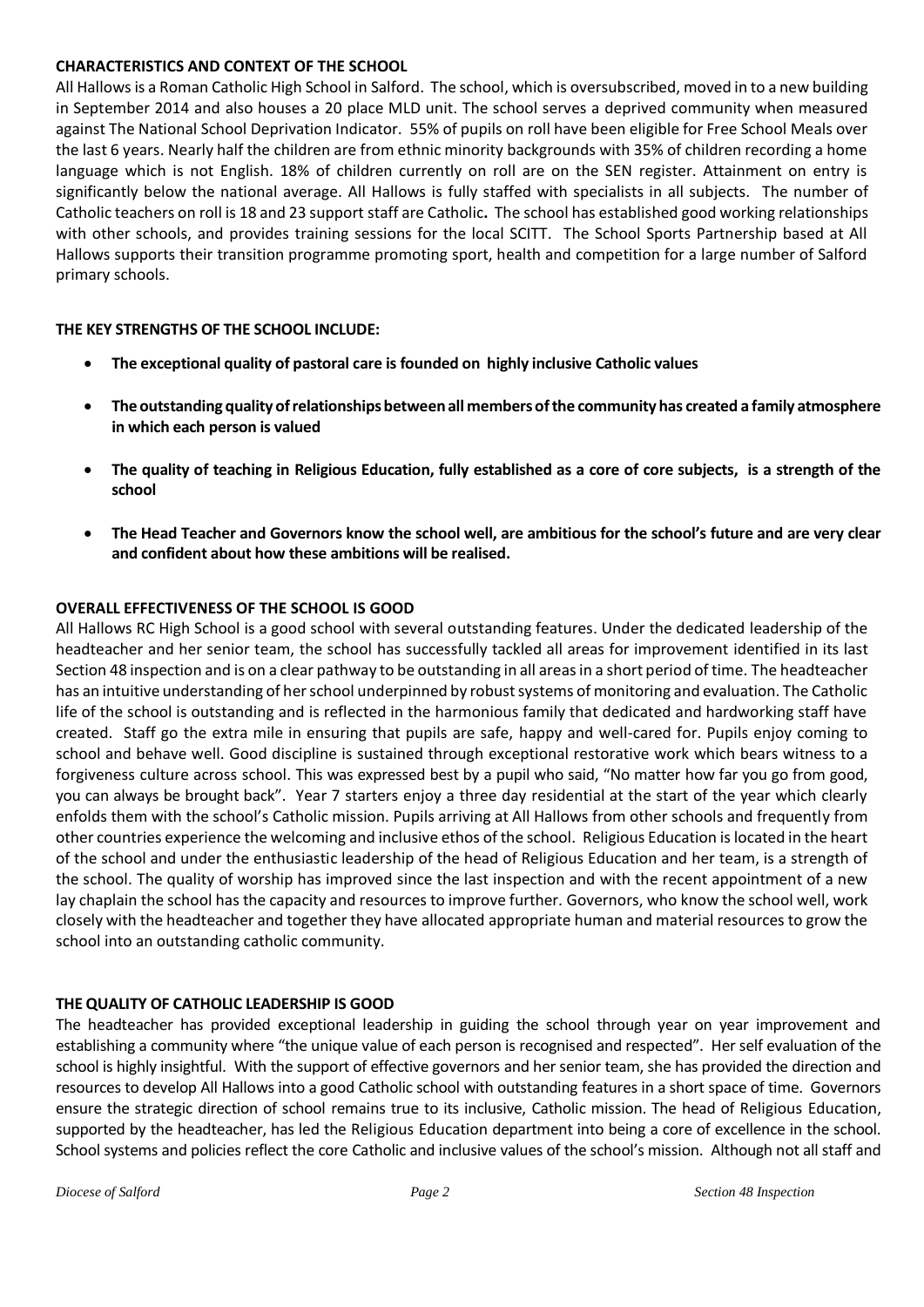### CHARACTERISTICS AND CONTEXT OF THE SCHOOL

All Hallows is a Roman Catholic High School in Salford. The school, which is oversubscribed, moved in to a new building in September 2014 and also houses a 20 place MLD unit. The school serves a deprived community when measured against The National School Deprivation Indicator. 55% of pupils on roll have been eligible for Free School Meals over the last 6 years. Nearly half the children are from ethnic minority backgrounds with 35% of children recording a home language which is not English. 18% of children currently on roll are on the SEN register. Attainment on entry is significantly below the national average. All Hallows is fully staffed with specialists in all subjects. The number of Catholic teachers on roll is 18 and 23 support staff are Catholic**.** The school has established good working relationships with other schools, and provides training sessions for the local SCITT. The School Sports Partnership based at All Hallows supports their transition programme promoting sport, health and competition for a large number of Salford primary schools.

### THE KEY STRENGTHS OF THE SCHOOL INCLUDE:

- **The exceptional quality of pastoral care is founded on highly inclusive Catholic values**
- **The outstanding quality of relationships between all members of the community has created a family atmosphere in which each person is valued**
- **The quality of teaching in Religious Education, fully established as a core of core subjects, is a strength of the school**
- **The Head Teacher and Governors know the school well, are ambitious for the school's future and are very clear and confident about how these ambitions will be realised.**

### OVERALL EFFECTIVENESS OF THE SCHOOL IS GOOD

All Hallows RC High School is a good school with several outstanding features. Under the dedicated leadership of the headteacher and her senior team, the school has successfully tackled all areas for improvement identified in its last Section 48 inspection and is on a clear pathway to be outstanding in all areas in a short period of time. The headteacher has an intuitive understanding of her school underpinned by robust systems of monitoring and evaluation. The Catholic life of the school is outstanding and is reflected in the harmonious family that dedicated and hardworking staff have created. Staff go the extra mile in ensuring that pupils are safe, happy and well-cared for. Pupils enjoy coming to school and behave well. Good discipline is sustained through exceptional restorative work which bears witness to a forgiveness culture across school. This was expressed best by a pupil who said, "No matter how far you go from good, you can always be brought back". Year 7 starters enjoy a three day residential at the start of the year which clearly enfolds them with the school's Catholic mission. Pupils arriving at All Hallows from other schools and frequently from other countries experience the welcoming and inclusive ethos of the school. Religious Education is located in the heart of the school and under the enthusiastic leadership of the head of Religious Education and her team, is a strength of the school. The quality of worship has improved since the last inspection and with the recent appointment of a new lay chaplain the school has the capacity and resources to improve further. Governors, who know the school well, work closely with the headteacher and together they have allocated appropriate human and material resources to grow the school into an outstanding catholic community.

### THE QUALITY OF CATHOLIC LEADERSHIP IS GOOD

The headteacher has provided exceptional leadership in guiding the school through year on year improvement and establishing a community where "the unique value of each person is recognised and respected". Her self evaluation of the school is highly insightful. With the support of effective governors and her senior team, she has provided the direction and resources to develop All Hallows into a good Catholic school with outstanding features in a short space of time. Governors ensure the strategic direction of school remains true to its inclusive, Catholic mission. The head of Religious Education, supported by the headteacher, has led the Religious Education department into being a core of excellence in the school. School systems and policies reflect the core Catholic and inclusive values of the school's mission. Although not all staff and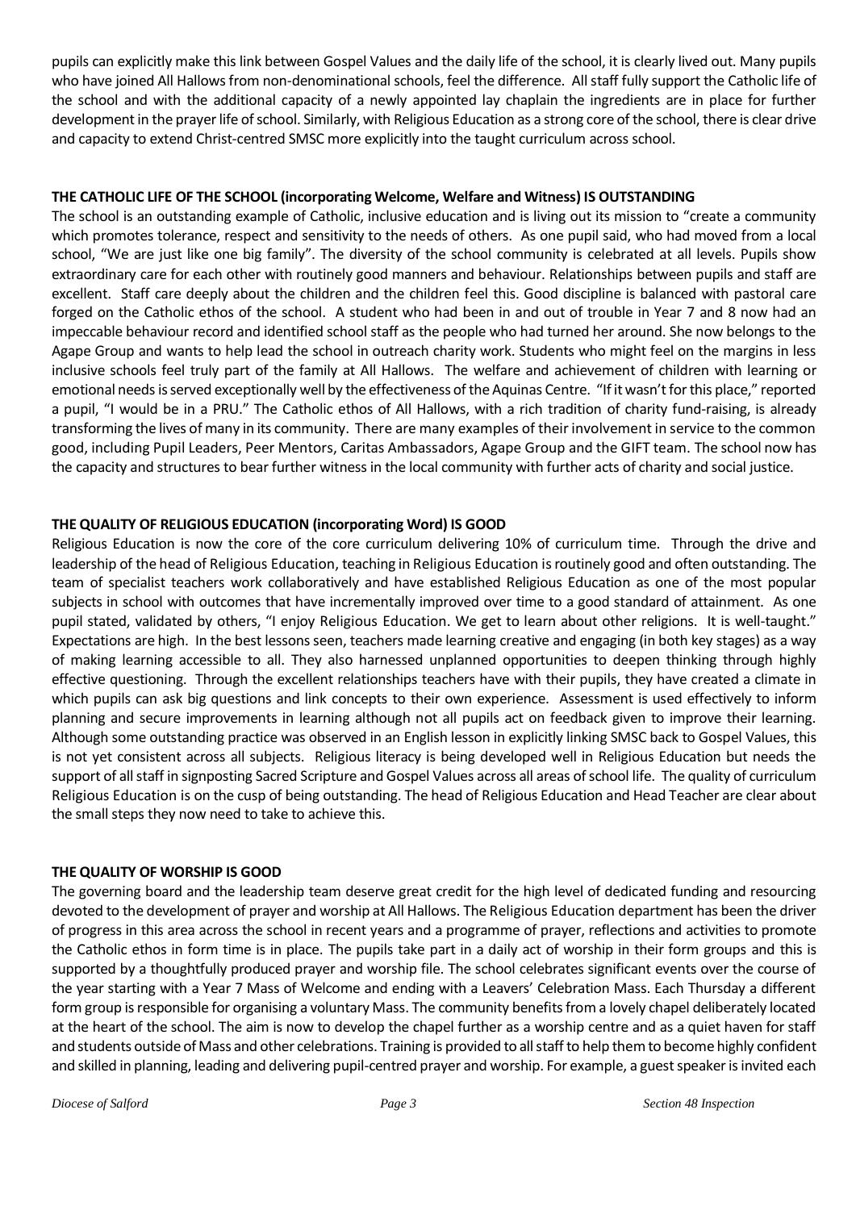pupils can explicitly make this link between Gospel Values and the daily life of the school, it is clearly lived out. Many pupils who have joined All Hallows from non-denominational schools, feel the difference. All staff fully support the Catholic life of the school and with the additional capacity of a newly appointed lay chaplain the ingredients are in place for further development in the prayer life of school. Similarly, with Religious Education as a strong core of the school, there is clear drive and capacity to extend Christ-centred SMSC more explicitly into the taught curriculum across school.

**THE CATHOLIC LIFE OF THE SCHOOL (incorporating Welcome, Welfare and Witness) IS OUTSTANDING**

The school is an outstanding example of Catholic, inclusive education and is living out its mission to "create a community which promotes tolerance, respect and sensitivity to the needs of others. As one pupil said, who had moved from a local school, "We are just like one big family". The diversity of the school community is celebrated at all levels. Pupils show extraordinary care for each other with routinely good manners and behaviour. Relationships between pupils and staff are excellent. Staff care deeply about the children and the children feel this. Good discipline is balanced with pastoral care forged on the Catholic ethos of the school. A student who had been in and out of trouble in Year 7 and 8 now had an impeccable behaviour record and identified school staff as the people who had turned her around. She now belongs to the Agape Group and wants to help lead the school in outreach charity work. Students who might feel on the margins in less inclusive schools feel truly part of the family at All Hallows. The welfare and achievement of children with learning or emotional needs is served exceptionally well by the effectiveness of the Aquinas Centre. "If it wasn't for this place," reported a pupil, "I would be in a PRU." The Catholic ethos of All Hallows, with a rich tradition of charity fund-raising, is already transforming the lives of many in its community. There are many examples of their involvement in service to the common good, including Pupil Leaders, Peer Mentors, Caritas Ambassadors, Agape Group and the GIFT team. The school now has the capacity and structures to bear further witness in the local community with further acts of charity and social justice.

**THE QUALITY OF RELIGIOUS EDUCATION (incorporating Word) IS GOOD**

Religious Education is now the core of the core curriculum delivering 10% of curriculum time. Through the drive and leadership of the head of Religious Education, teaching in Religious Education is routinely good and often outstanding. The team of specialist teachers work collaboratively and have established Religious Education as one of the most popular subjects in school with outcomes that have incrementally improved over time to a good standard of attainment. As one pupil stated, validated by others, "I enjoy Religious Education. We get to learn about other religions. It is well-taught." Expectations are high. In the best lessons seen, teachers made learning creative and engaging (in both key stages) as a way of making learning accessible to all. They also harnessed unplanned opportunities to deepen thinking through highly effective questioning. Through the excellent relationships teachers have with their pupils, they have created a climate in which pupils can ask big questions and link concepts to their own experience. Assessment is used effectively to inform planning and secure improvements in learning although not all pupils act on feedback given to improve their learning. Although some outstanding practice was observed in an English lesson in explicitly linking SMSC back to Gospel Values, this is not yet consistent across all subjects. Religious literacy is being developed well in Religious Education but needs the support of all staff in signposting Sacred Scripture and Gospel Values across all areas of school life. The quality of curriculum Religious Education is on the cusp of being outstanding. The head of Religious Education and Head Teacher are clear about the small steps they now need to take to achieve this.

**THE QUALITY OF WORSHIP IS GOOD**

The governing board and the leadership team deserve great credit for the high level of dedicated funding and resourcing devoted to the development of prayer and worship at All Hallows. The Religious Education department has been the driver of progress in this area across the school in recent years and a programme of prayer, reflections and activities to promote the Catholic ethos in form time is in place. The pupils take part in a daily act of worship in their form groups and this is supported by a thoughtfully produced prayer and worship file. The school celebrates significant events over the course of the year starting with a Year 7 Mass of Welcome and ending with a Leavers' Celebration Mass. Each Thursday a different form group is responsible for organising a voluntary Mass. The community benefits from a lovely chapel deliberately located at the heart of the school. The aim is now to develop the chapel further as a worship centre and as a quiet haven for staff and students outside of Mass and other celebrations. Training is provided to all staff to help them to become highly confident and skilled in planning, leading and delivering pupil-centred prayer and worship. For example, a guest speaker is invited each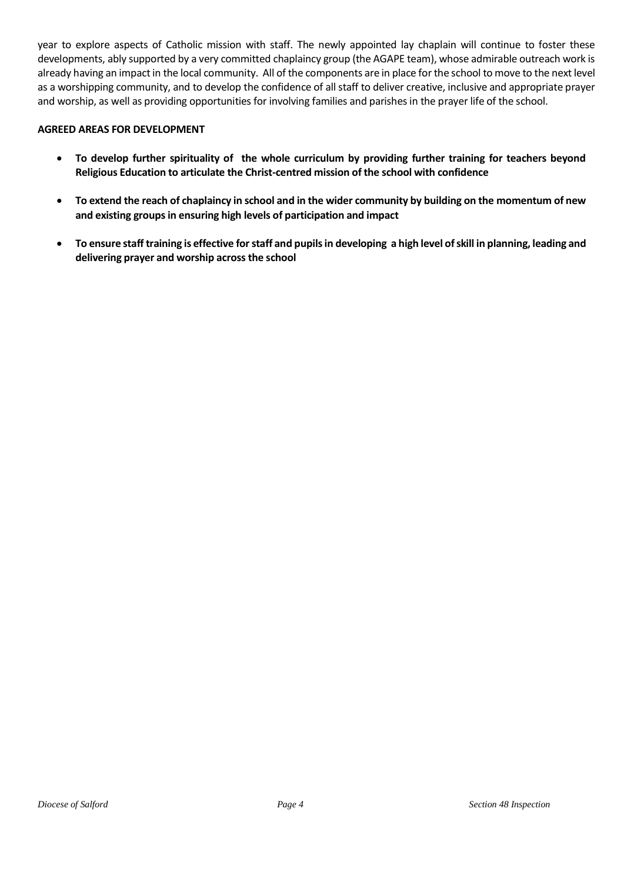year to explore aspects of Catholic mission with staff. The newly appointed lay chaplain will continue to foster these developments, ably supported by a very committed chaplaincy group (the AGAPE team), whose admirable outreach work is already having an impact in the local community. All of the components are in place for the school to move to the next level as a worshipping community, and to develop the confidence of all staff to deliver creative, inclusive and appropriate prayer and worship, as well as providing opportunities for involving families and parishes in the prayer life of the school.

**AGREED AREAS FOR DEVELOPMENT**

- **To develop further spirituality of the whole curriculum by providing further training for teachers beyond Religious Education to articulate the Christ-centred mission of the school with confidence**
- **To extend the reach of chaplaincy in school and in the wider community by building on the momentum of new and existing groups in ensuring high levels of participation and impact**
- **To ensure staff training is effective for staff and pupils in developing a high level of skill in planning, leading and delivering prayer and worship across the school**